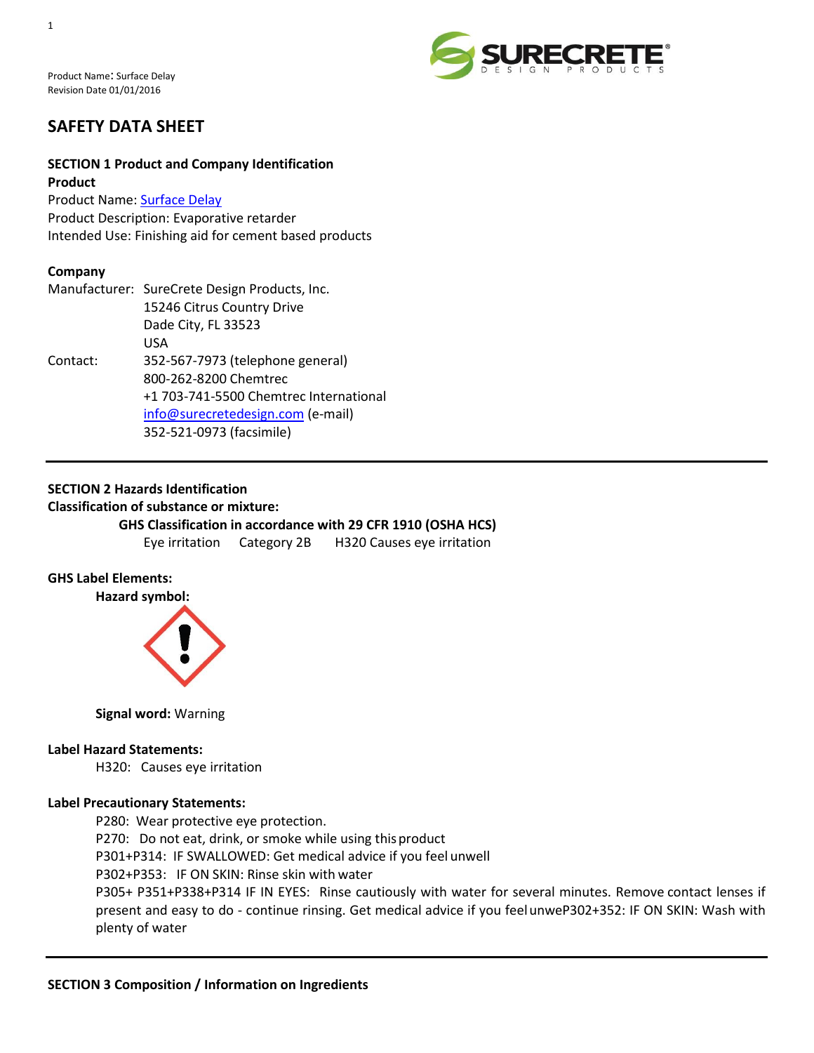Product Name: Surface Delay
Revision Date 01/01/2016

# SAFETY DATA SHEET

## SECTION 1 Product and Company Identification

**Product**

Product Name: Surface Delay
Product Description: Evaporative retarder
Intended Use: Finishing aid for cement based products

**Company**

Manufacturer: SureCrete Design Products, Inc.
15246 Citrus Country Drive
Dade City, FL 33523
USA

Contact: 352-567-7973 (telephone general)
800-262-8200 Chemtrec
+1 703-741-5500 Chemtrec International
info@surecretedesign.com (e-mail)
352-521-0973 (facsimile)

## SECTION 2 Hazards Identification

**Classification of substance or mixture:**

**GHS Classification in accordance with 29 CFR 1910 (OSHA HCS)**

Eye irritation Category 2B H320 Causes eye irritation

**GHS Label Elements:**

**Hazard symbol:**

**Signal word:** Warning

**Label Hazard Statements:**

H320: Causes eye irritation

**Label Precautionary Statements:**

P280: Wear protective eye protection.
P270: Do not eat, drink, or smoke while using this product
P301+P314: IF SWALLOWED: Get medical advice if you feel unwell
P302+P353: IF ON SKIN: Rinse skin with water
P305+ P351+P338+P314 IF IN EYES: Rinse cautiously with water for several minutes. Remove contact lenses if present and easy to do - continue rinsing. Get medical advice if you feel unweP302+352: IF ON SKIN: Wash with plenty of water

## SECTION 3 Composition / Information on Ingredients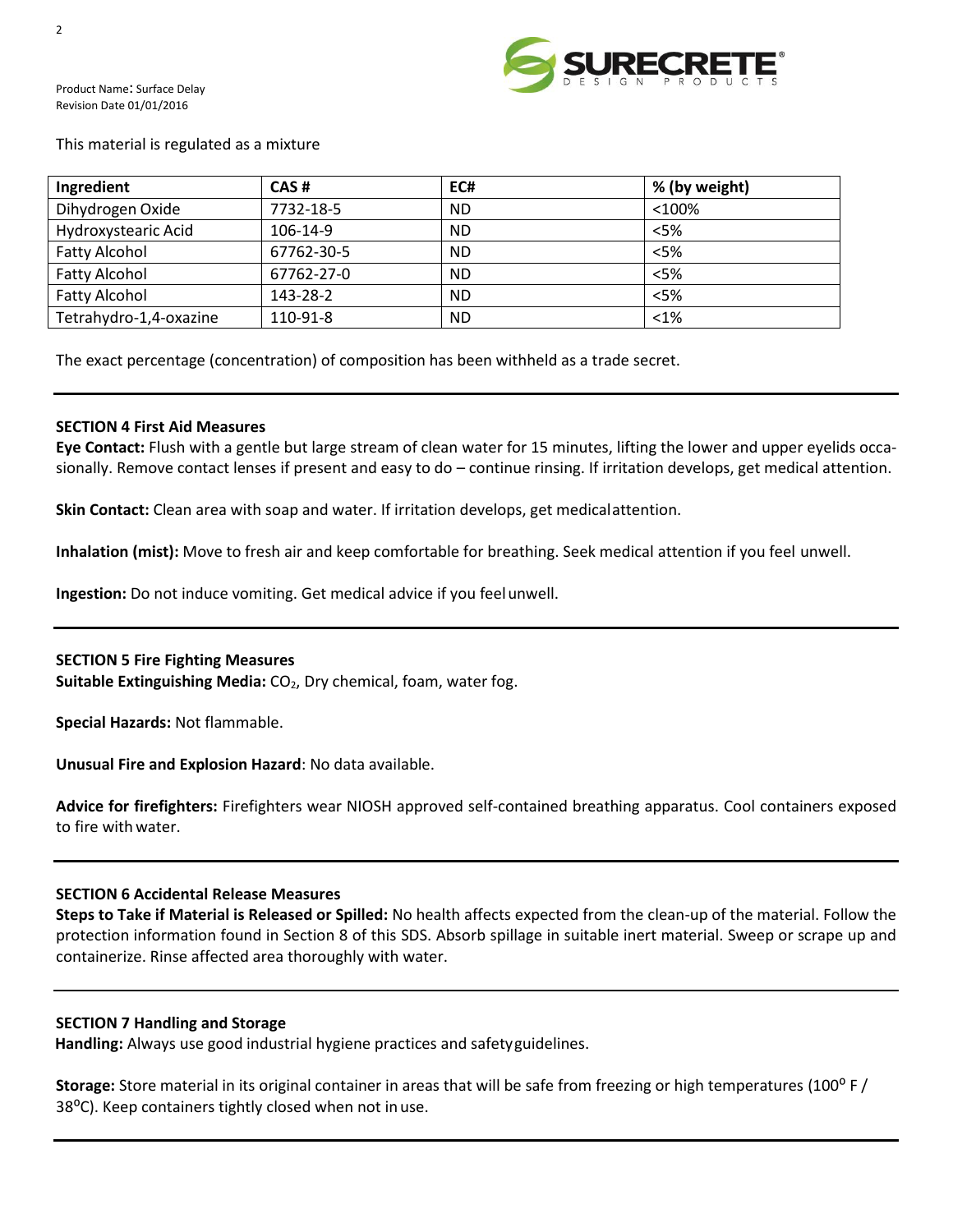Product Name: Surface Delay
Revision Date 01/01/2016

This material is regulated as a mixture

| Ingredient | CAS # | EC# | % (by weight) |
|---|---|---|---|
| Dihydrogen Oxide | 7732-18-5 | ND | <100% |
| Hydroxystearic Acid | 106-14-9 | ND | <5% |
| Fatty Alcohol | 67762-30-5 | ND | <5% |
| Fatty Alcohol | 67762-27-0 | ND | <5% |
| Fatty Alcohol | 143-28-2 | ND | <5% |
| Tetrahydro-1,4-oxazine | 110-91-8 | ND | <1% |

The exact percentage (concentration) of composition has been withheld as a trade secret.

## SECTION 4 First Aid Measures

**Eye Contact:** Flush with a gentle but large stream of clean water for 15 minutes, lifting the lower and upper eyelids occasionally. Remove contact lenses if present and easy to do – continue rinsing. If irritation develops, get medical attention.

**Skin Contact:** Clean area with soap and water. If irritation develops, get medical attention.

**Inhalation (mist):** Move to fresh air and keep comfortable for breathing. Seek medical attention if you feel unwell.

**Ingestion:** Do not induce vomiting. Get medical advice if you feel unwell.

## SECTION 5 Fire Fighting Measures

**Suitable Extinguishing Media:** $CO_2$, Dry chemical, foam, water fog.

**Special Hazards:** Not flammable.

**Unusual Fire and Explosion Hazard**: No data available.

**Advice for firefighters:** Firefighters wear NIOSH approved self-contained breathing apparatus. Cool containers exposed to fire with water.

## SECTION 6 Accidental Release Measures

**Steps to Take if Material is Released or Spilled:** No health affects expected from the clean-up of the material. Follow the protection information found in Section 8 of this SDS. Absorb spillage in suitable inert material. Sweep or scrape up and containerize. Rinse affected area thoroughly with water.

## SECTION 7 Handling and Storage

**Handling:** Always use good industrial hygiene practices and safety guidelines.

**Storage:** Store material in its original container in areas that will be safe from freezing or high temperatures (100$^{o}$ F / 38$^{o}$C). Keep containers tightly closed when not in use.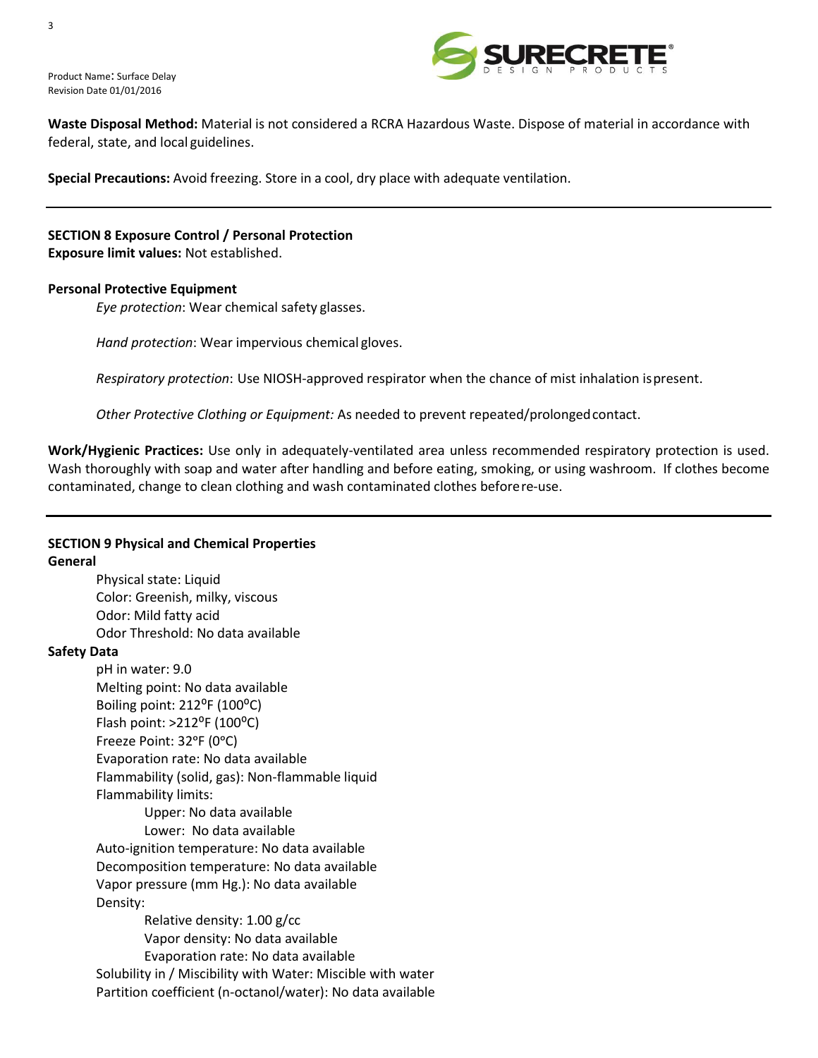**Waste Disposal Method:** Material is not considered a RCRA Hazardous Waste. Dispose of material in accordance with federal, state, and local guidelines.

**Special Precautions:** Avoid freezing. Store in a cool, dry place with adequate ventilation.

---

## SECTION 8 Exposure Control / Personal Protection

**Exposure limit values:** Not established.

**Personal Protective Equipment**

*Eye protection*: Wear chemical safety glasses.

*Hand protection*: Wear impervious chemical gloves.

*Respiratory protection*: Use NIOSH-approved respirator when the chance of mist inhalation is present.

*Other Protective Clothing or Equipment:* As needed to prevent repeated/prolonged contact.

**Work/Hygienic Practices:** Use only in adequately-ventilated area unless recommended respiratory protection is used. Wash thoroughly with soap and water after handling and before eating, smoking, or using washroom. If clothes become contaminated, change to clean clothing and wash contaminated clothes before re-use.

---

## SECTION 9 Physical and Chemical Properties

**General**

- Physical state: Liquid
- Color: Greenish, milky, viscous
- Odor: Mild fatty acid
- Odor Threshold: No data available

**Safety Data**

- pH in water: 9.0
- Melting point: No data available
- Boiling point: 212°F (100°C)
- Flash point: >212°F (100°C)
- Freeze Point: 32°F (0°C)
- Evaporation rate: No data available
- Flammability (solid, gas): Non-flammable liquid
- Flammability limits:
  - Upper: No data available
  - Lower: No data available
- Auto-ignition temperature: No data available
- Decomposition temperature: No data available
- Vapor pressure (mm Hg.): No data available
- Density:
  - Relative density: 1.00 g/cc
  - Vapor density: No data available
  - Evaporation rate: No data available
- Solubility in / Miscibility with Water: Miscible with water
- Partition coefficient (n-octanol/water): No data available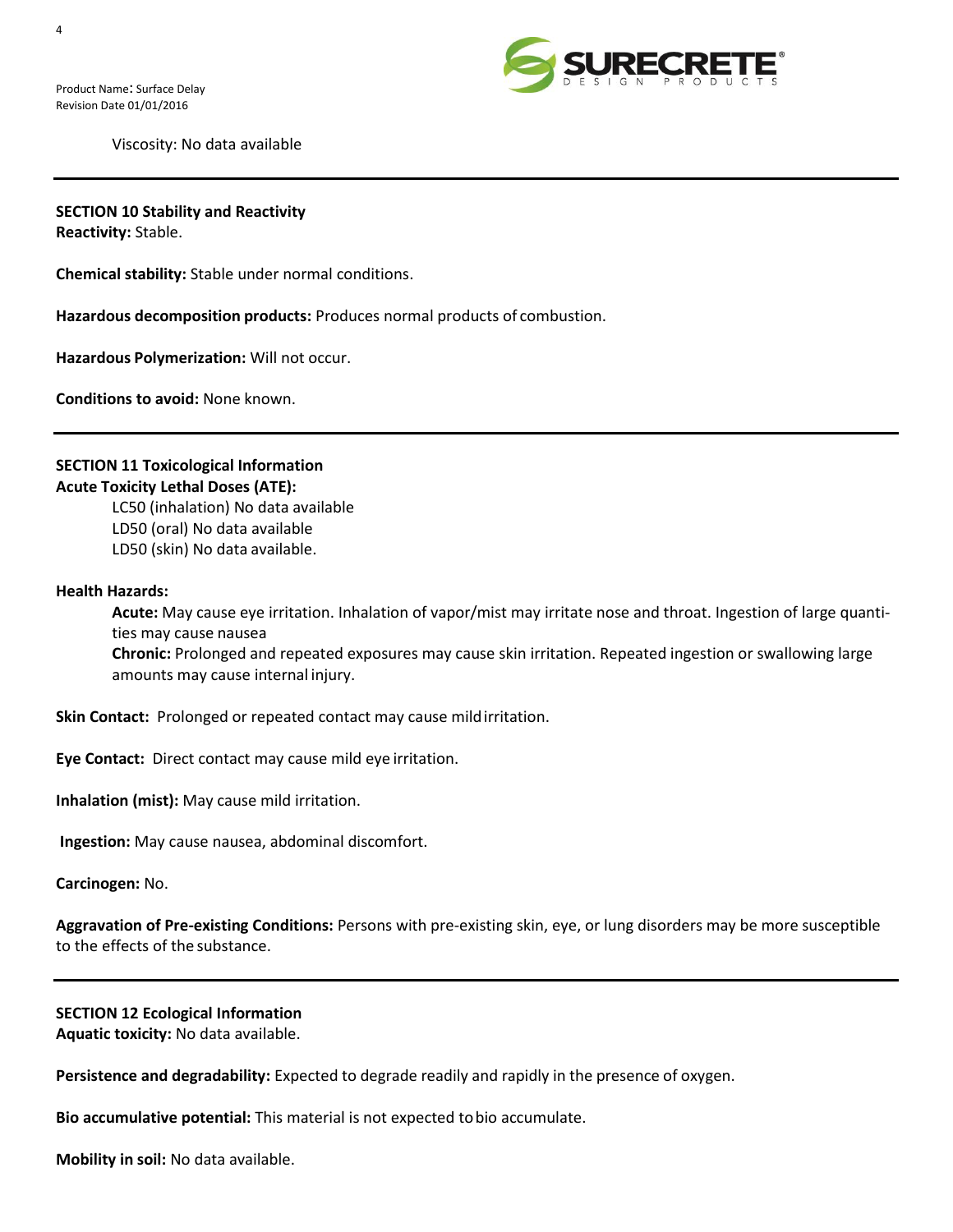Viscosity: No data available

---

## SECTION 10 Stability and Reactivity

**Reactivity:** Stable.

**Chemical stability:** Stable under normal conditions.

**Hazardous decomposition products:** Produces normal products of combustion.

**Hazardous Polymerization:** Will not occur.

**Conditions to avoid:** None known.

---

## SECTION 11 Toxicological Information

**Acute Toxicity Lethal Doses (ATE):**

LC50 (inhalation) No data available
LD50 (oral) No data available
LD50 (skin) No data available.

**Health Hazards:**

**Acute:** May cause eye irritation. Inhalation of vapor/mist may irritate nose and throat. Ingestion of large quantities may cause nausea
**Chronic:** Prolonged and repeated exposures may cause skin irritation. Repeated ingestion or swallowing large amounts may cause internal injury.

**Skin Contact:** Prolonged or repeated contact may cause mild irritation.

**Eye Contact:** Direct contact may cause mild eye irritation.

**Inhalation (mist):** May cause mild irritation.

**Ingestion:** May cause nausea, abdominal discomfort.

**Carcinogen:** No.

**Aggravation of Pre-existing Conditions:** Persons with pre-existing skin, eye, or lung disorders may be more susceptible to the effects of the substance.

---

## SECTION 12 Ecological Information

**Aquatic toxicity:** No data available.

**Persistence and degradability:** Expected to degrade readily and rapidly in the presence of oxygen.

**Bio accumulative potential:** This material is not expected to bio accumulate.

**Mobility in soil:** No data available.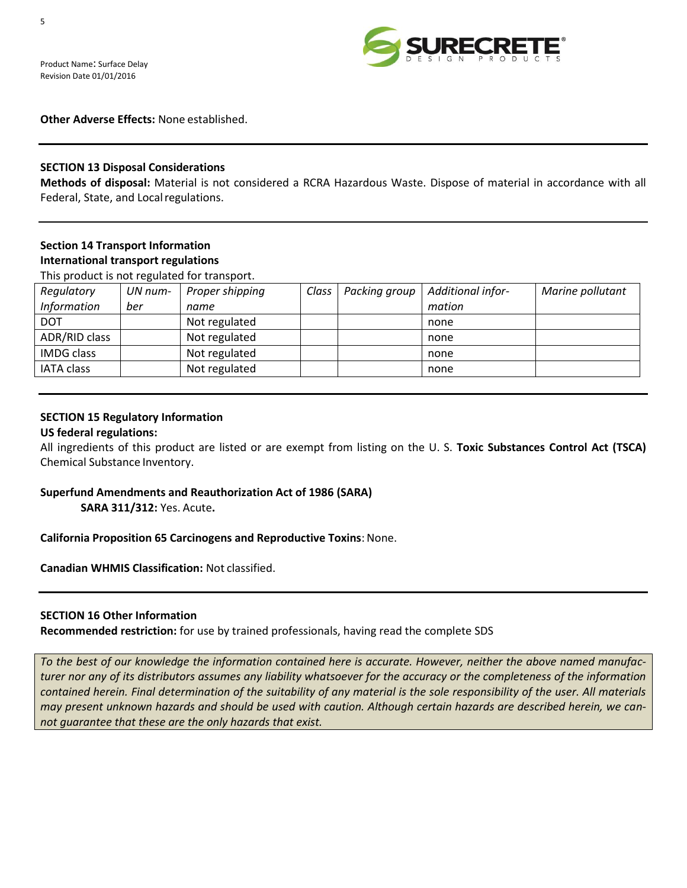**Other Adverse Effects:** None established.

---

## SECTION 13 Disposal Considerations

**Methods of disposal:** Material is not considered a RCRA Hazardous Waste. Dispose of material in accordance with all Federal, State, and Local regulations.

---

## Section 14 Transport Information

**International transport regulations**

This product is not regulated for transport.

| *Regulatory Information* | *UN number* | *Proper shipping name* | *Class* | *Packing group* | *Additional information* | *Marine pollutant* |
|---|---|---|---|---|---|---|
| DOT | | Not regulated | | | none | |
| ADR/RID class | | Not regulated | | | none | |
| IMDG class | | Not regulated | | | none | |
| IATA class | | Not regulated | | | none | |

---

## SECTION 15 Regulatory Information

**US federal regulations:**

All ingredients of this product are listed or are exempt from listing on the U. S. **Toxic Substances Control Act (TSCA)** Chemical Substance Inventory.

**Superfund Amendments and Reauthorization Act of 1986 (SARA)**

**SARA 311/312:** Yes. Acute**.**

**California Proposition 65 Carcinogens and Reproductive Toxins**: None.

**Canadian WHMIS Classification:** Not classified.

---

## SECTION 16 Other Information

**Recommended restriction:** for use by trained professionals, having read the complete SDS

*To the best of our knowledge the information contained here is accurate. However, neither the above named manufacturer nor any of its distributors assumes any liability whatsoever for the accuracy or the completeness of the information contained herein. Final determination of the suitability of any material is the sole responsibility of the user. All materials may present unknown hazards and should be used with caution. Although certain hazards are described herein, we cannot guarantee that these are the only hazards that exist.*